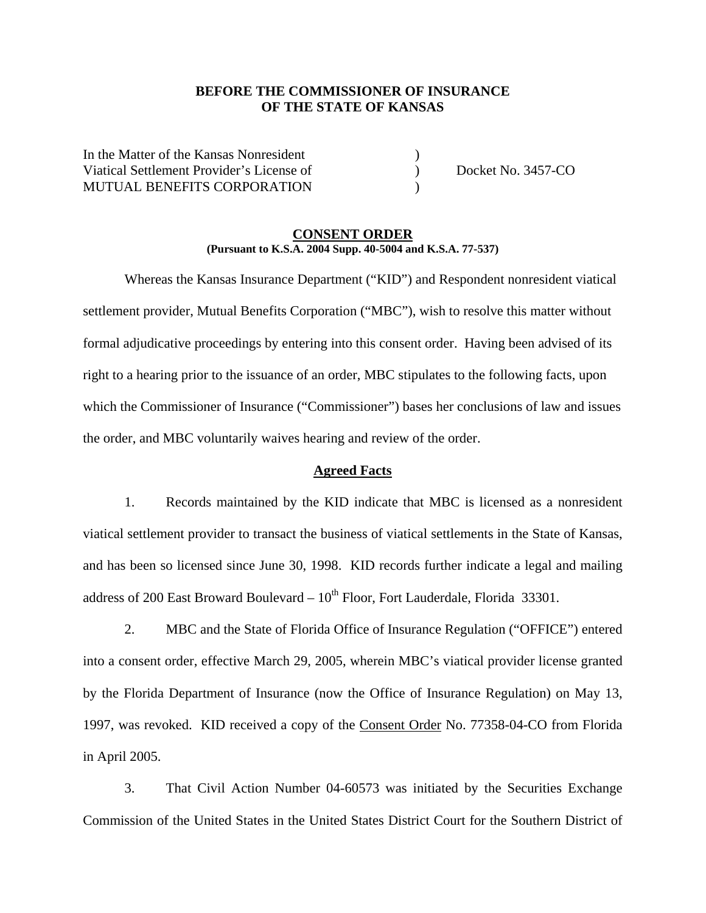**BEFORE THE COMMISSIONER OF INSURANCE**
**OF THE STATE OF KANSAS**

In the Matter of the Kansas Nonresident )
Viatical Settlement Provider's License of ) Docket No. 3457-CO
MUTUAL BENEFITS CORPORATION )

## CONSENT ORDER

**(Pursuant to K.S.A. 2004 Supp. 40-5004 and K.S.A. 77-537)**

Whereas the Kansas Insurance Department ("KID") and Respondent nonresident viatical settlement provider, Mutual Benefits Corporation ("MBC"), wish to resolve this matter without formal adjudicative proceedings by entering into this consent order. Having been advised of its right to a hearing prior to the issuance of an order, MBC stipulates to the following facts, upon which the Commissioner of Insurance ("Commissioner") bases her conclusions of law and issues the order, and MBC voluntarily waives hearing and review of the order.

### Agreed Facts

1. Records maintained by the KID indicate that MBC is licensed as a nonresident viatical settlement provider to transact the business of viatical settlements in the State of Kansas, and has been so licensed since June 30, 1998. KID records further indicate a legal and mailing address of 200 East Broward Boulevard – 10th Floor, Fort Lauderdale, Florida 33301.

2. MBC and the State of Florida Office of Insurance Regulation ("OFFICE") entered into a consent order, effective March 29, 2005, wherein MBC's viatical provider license granted by the Florida Department of Insurance (now the Office of Insurance Regulation) on May 13, 1997, was revoked. KID received a copy of the Consent Order No. 77358-04-CO from Florida in April 2005.

3. That Civil Action Number 04-60573 was initiated by the Securities Exchange Commission of the United States in the United States District Court for the Southern District of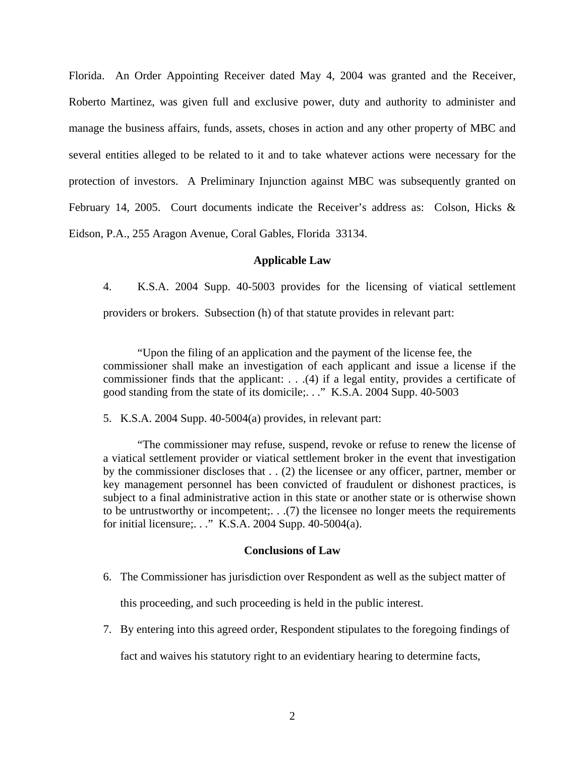Florida. An Order Appointing Receiver dated May 4, 2004 was granted and the Receiver, Roberto Martinez, was given full and exclusive power, duty and authority to administer and manage the business affairs, funds, assets, choses in action and any other property of MBC and several entities alleged to be related to it and to take whatever actions were necessary for the protection of investors. A Preliminary Injunction against MBC was subsequently granted on February 14, 2005. Court documents indicate the Receiver's address as: Colson, Hicks & Eidson, P.A., 255 Aragon Avenue, Coral Gables, Florida 33134.

**Applicable Law**

4. K.S.A. 2004 Supp. 40-5003 provides for the licensing of viatical settlement providers or brokers. Subsection (h) of that statute provides in relevant part:

> "Upon the filing of an application and the payment of the license fee, the commissioner shall make an investigation of each applicant and issue a license if the commissioner finds that the applicant: . . .(4) if a legal entity, provides a certificate of good standing from the state of its domicile;. . ." K.S.A. 2004 Supp. 40-5003

5. K.S.A. 2004 Supp. 40-5004(a) provides, in relevant part:

> "The commissioner may refuse, suspend, revoke or refuse to renew the license of a viatical settlement provider or viatical settlement broker in the event that investigation by the commissioner discloses that . . (2) the licensee or any officer, partner, member or key management personnel has been convicted of fraudulent or dishonest practices, is subject to a final administrative action in this state or another state or is otherwise shown to be untrustworthy or incompetent;. . .(7) the licensee no longer meets the requirements for initial licensure;. . ." K.S.A. 2004 Supp. 40-5004(a).

**Conclusions of Law**

6. The Commissioner has jurisdiction over Respondent as well as the subject matter of this proceeding, and such proceeding is held in the public interest.

7. By entering into this agreed order, Respondent stipulates to the foregoing findings of fact and waives his statutory right to an evidentiary hearing to determine facts,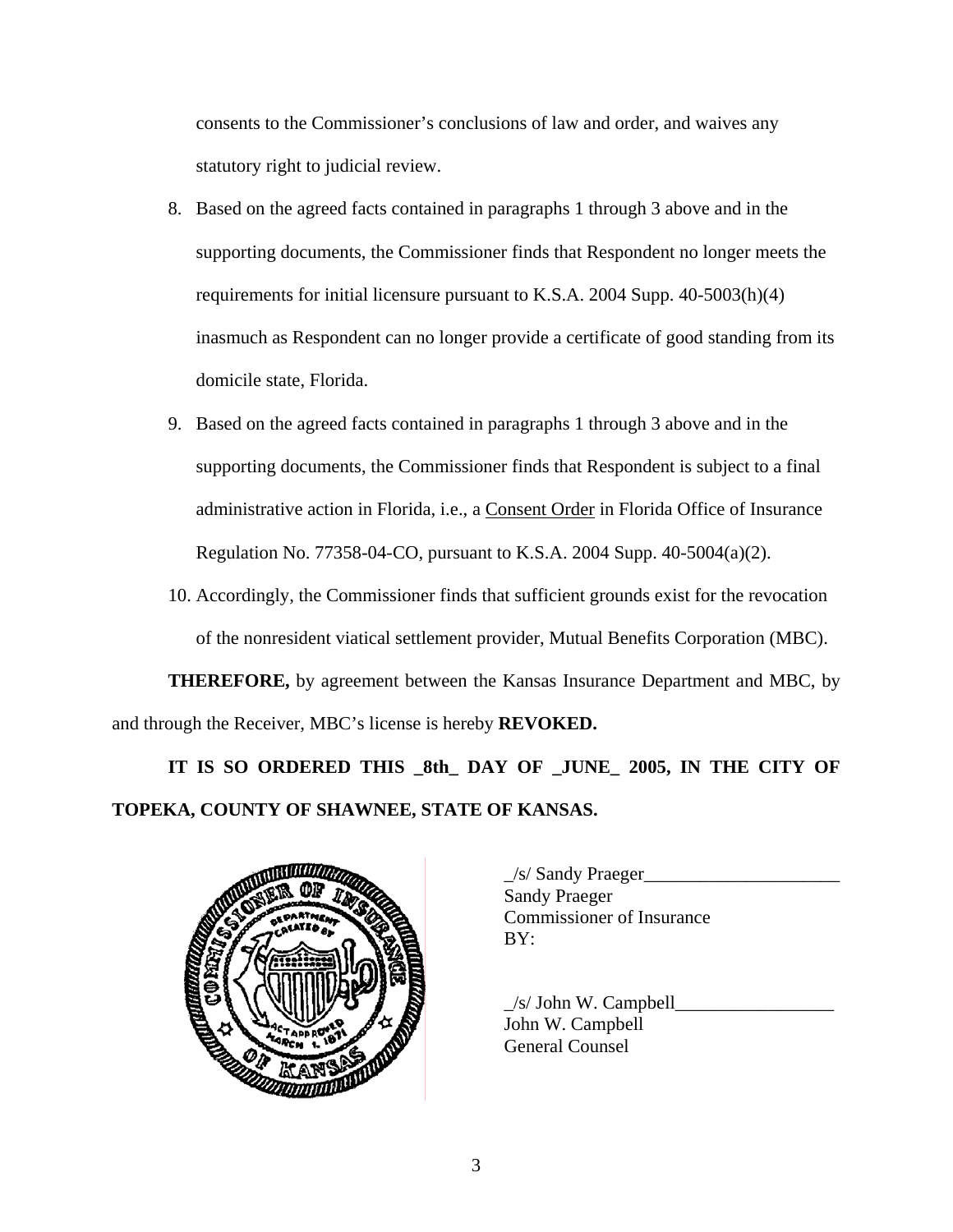consents to the Commissioner's conclusions of law and order, and waives any statutory right to judicial review.

8. Based on the agreed facts contained in paragraphs 1 through 3 above and in the supporting documents, the Commissioner finds that Respondent no longer meets the requirements for initial licensure pursuant to K.S.A. 2004 Supp. 40-5003(h)(4) inasmuch as Respondent can no longer provide a certificate of good standing from its domicile state, Florida.
9. Based on the agreed facts contained in paragraphs 1 through 3 above and in the supporting documents, the Commissioner finds that Respondent is subject to a final administrative action in Florida, i.e., a Consent Order in Florida Office of Insurance Regulation No. 77358-04-CO, pursuant to K.S.A. 2004 Supp. 40-5004(a)(2).
10. Accordingly, the Commissioner finds that sufficient grounds exist for the revocation of the nonresident viatical settlement provider, Mutual Benefits Corporation (MBC).

**THEREFORE,** by agreement between the Kansas Insurance Department and MBC, by and through the Receiver, MBC's license is hereby **REVOKED.**

**IT IS SO ORDERED THIS _8th_ DAY OF _JUNE_ 2005, IN THE CITY OF TOPEKA, COUNTY OF SHAWNEE, STATE OF KANSAS.**

_/s/ Sandy Praeger_____________________
Sandy Praeger
Commissioner of Insurance
BY:

_/s/ John W. Campbell_________________
John W. Campbell
General Counsel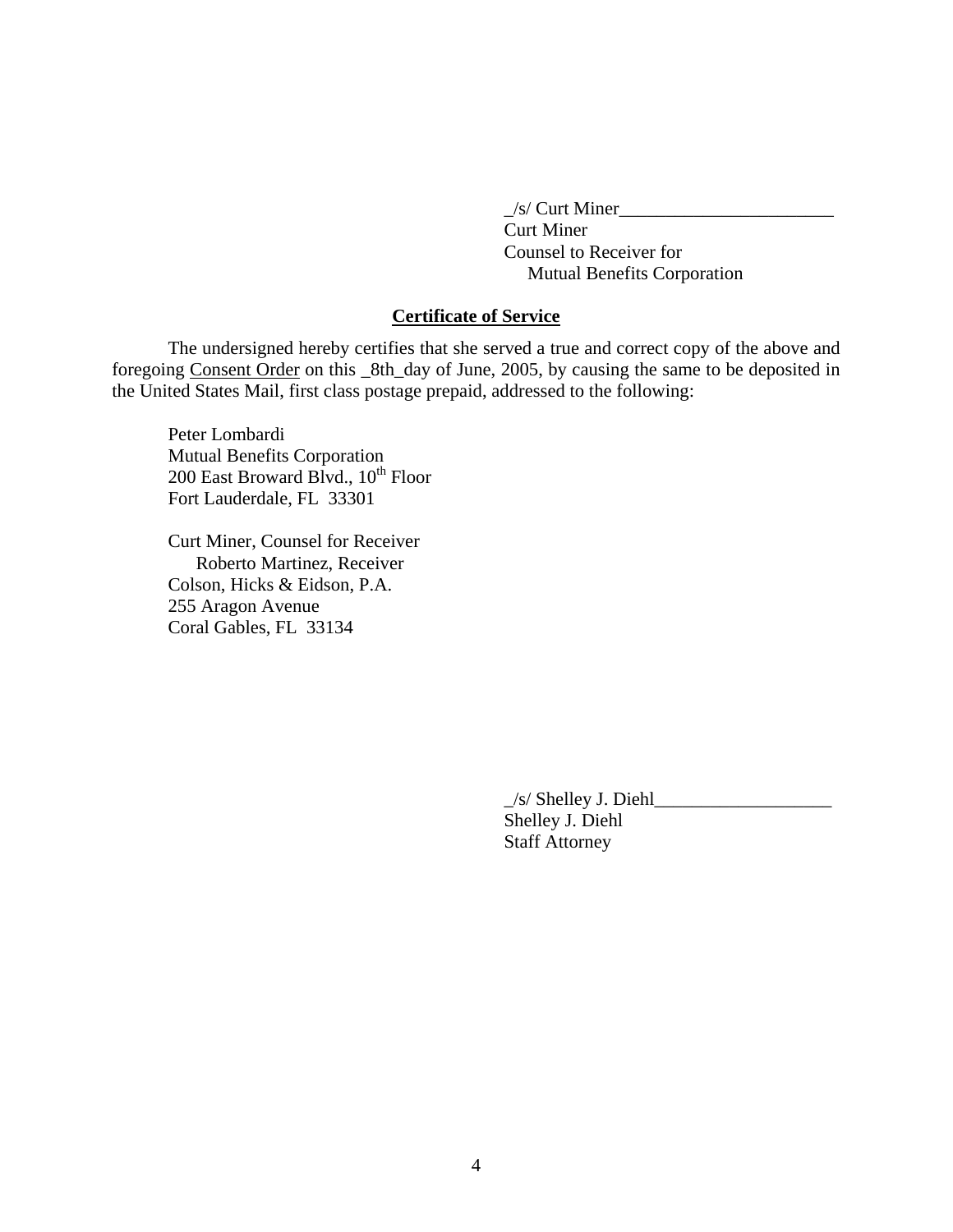_/s/ Curt Miner_______________________
Curt Miner
Counsel to Receiver for
Mutual Benefits Corporation

**Certificate of Service**

The undersigned hereby certifies that she served a true and correct copy of the above and foregoing Consent Order on this _8th_day of June, 2005, by causing the same to be deposited in the United States Mail, first class postage prepaid, addressed to the following:

Peter Lombardi
Mutual Benefits Corporation
200 East Broward Blvd., 10th Floor
Fort Lauderdale, FL 33301

Curt Miner, Counsel for Receiver
Roberto Martinez, Receiver
Colson, Hicks & Eidson, P.A.
255 Aragon Avenue
Coral Gables, FL 33134

_/s/ Shelley J. Diehl___________________
Shelley J. Diehl
Staff Attorney